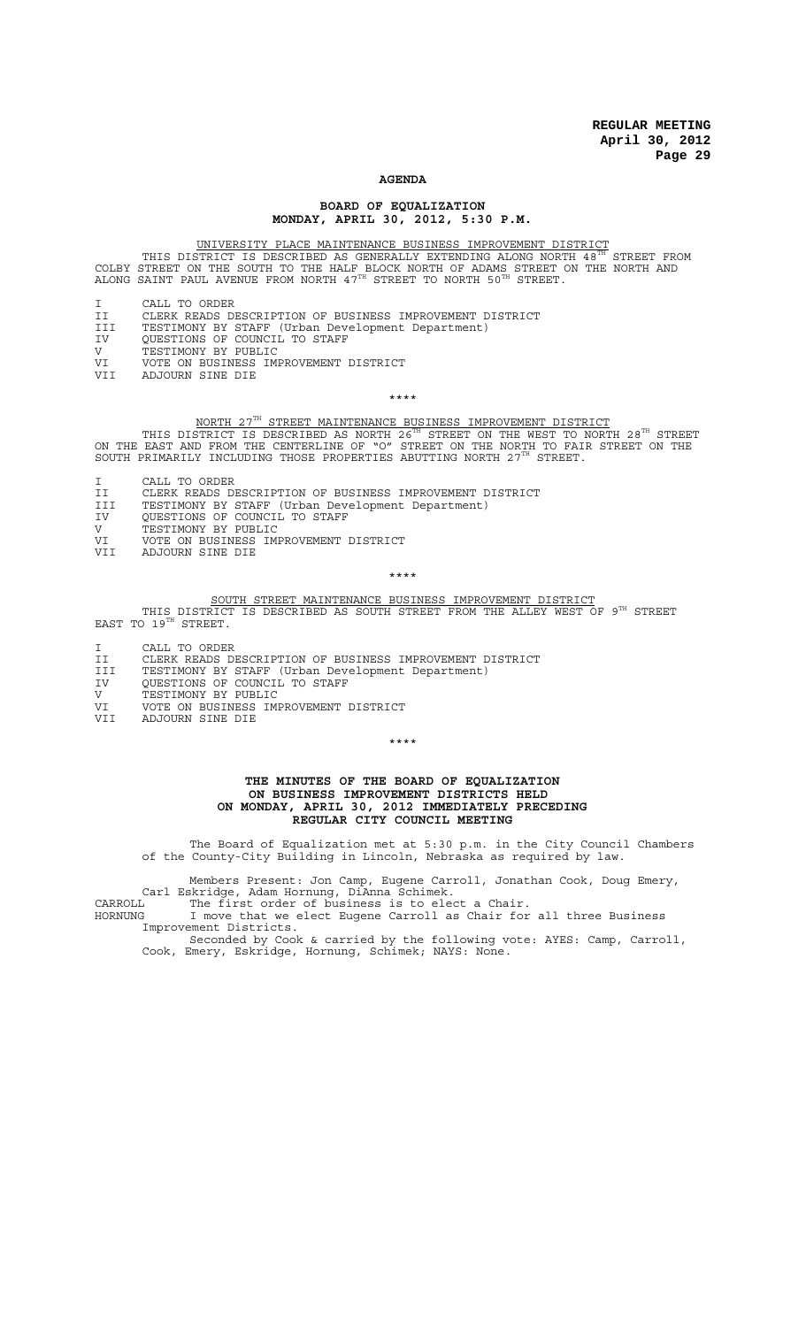# AGENDA

## BOARD OF EQUALIZATION
## MONDAY, APRIL 30, 2012, 5:30 P.M.

UNIVERSITY PLACE MAINTENANCE BUSINESS IMPROVEMENT DISTRICT

THIS DISTRICT IS DESCRIBED AS GENERALLY EXTENDING ALONG NORTH 48TH STREET FROM COLBY STREET ON THE SOUTH TO THE HALF BLOCK NORTH OF ADAMS STREET ON THE NORTH AND ALONG SAINT PAUL AVENUE FROM NORTH 47TH STREET TO NORTH 50TH STREET.

- I CALL TO ORDER
- II CLERK READS DESCRIPTION OF BUSINESS IMPROVEMENT DISTRICT
- III TESTIMONY BY STAFF (Urban Development Department)
- IV QUESTIONS OF COUNCIL TO STAFF
- V TESTIMONY BY PUBLIC
- VI VOTE ON BUSINESS IMPROVEMENT DISTRICT
- VII ADJOURN SINE DIE

\*\*\*\*

NORTH 27TH STREET MAINTENANCE BUSINESS IMPROVEMENT DISTRICT

THIS DISTRICT IS DESCRIBED AS NORTH 26TH STREET ON THE WEST TO NORTH 28TH STREET ON THE EAST AND FROM THE CENTERLINE OF "O" STREET ON THE NORTH TO FAIR STREET ON THE SOUTH PRIMARILY INCLUDING THOSE PROPERTIES ABUTTING NORTH 27TH STREET.

- I CALL TO ORDER
- II CLERK READS DESCRIPTION OF BUSINESS IMPROVEMENT DISTRICT
- III TESTIMONY BY STAFF (Urban Development Department)
- IV QUESTIONS OF COUNCIL TO STAFF
- V TESTIMONY BY PUBLIC
- VI VOTE ON BUSINESS IMPROVEMENT DISTRICT
- VII ADJOURN SINE DIE

\*\*\*\*

SOUTH STREET MAINTENANCE BUSINESS IMPROVEMENT DISTRICT

THIS DISTRICT IS DESCRIBED AS SOUTH STREET FROM THE ALLEY WEST OF 9TH STREET EAST TO 19TH STREET.

- I CALL TO ORDER
- II CLERK READS DESCRIPTION OF BUSINESS IMPROVEMENT DISTRICT
- III TESTIMONY BY STAFF (Urban Development Department)
- IV QUESTIONS OF COUNCIL TO STAFF
- V TESTIMONY BY PUBLIC
- VI VOTE ON BUSINESS IMPROVEMENT DISTRICT
- VII ADJOURN SINE DIE

\*\*\*\*

## THE MINUTES OF THE BOARD OF EQUALIZATION ON BUSINESS IMPROVEMENT DISTRICTS HELD ON MONDAY, APRIL 30, 2012 IMMEDIATELY PRECEDING REGULAR CITY COUNCIL MEETING

The Board of Equalization met at 5:30 p.m. in the City Council Chambers of the County-City Building in Lincoln, Nebraska as required by law.

Members Present: Jon Camp, Eugene Carroll, Jonathan Cook, Doug Emery, Carl Eskridge, Adam Hornung, DiAnna Schimek.

CARROLL The first order of business is to elect a Chair.

HORNUNG I move that we elect Eugene Carroll as Chair for all three Business Improvement Districts.

Seconded by Cook & carried by the following vote: AYES: Camp, Carroll, Cook, Emery, Eskridge, Hornung, Schimek; NAYS: None.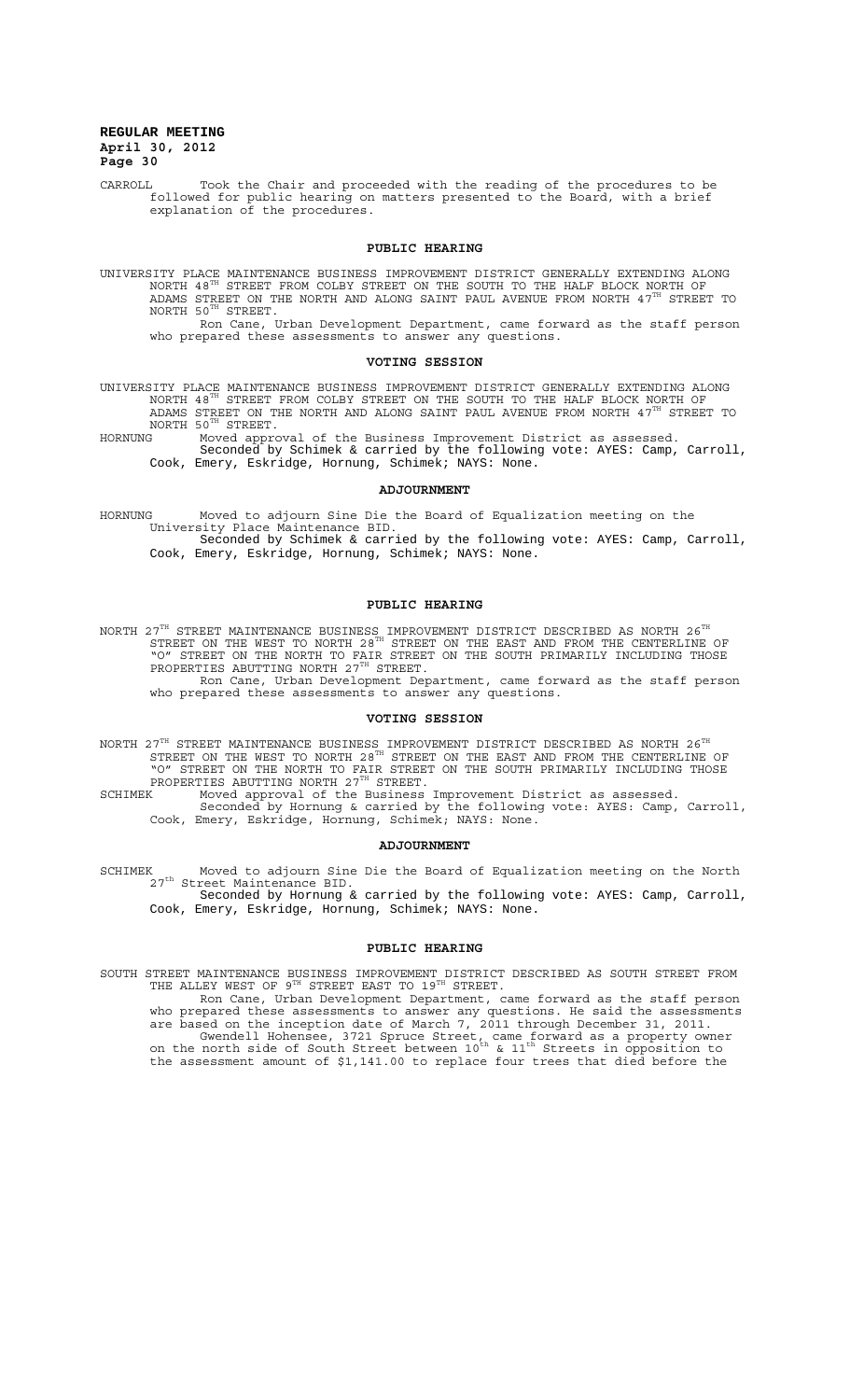CARROLL Took the Chair and proceeded with the reading of the procedures to be followed for public hearing on matters presented to the Board, with a brief explanation of the procedures.

## PUBLIC HEARING

UNIVERSITY PLACE MAINTENANCE BUSINESS IMPROVEMENT DISTRICT GENERALLY EXTENDING ALONG NORTH 48TH STREET FROM COLBY STREET ON THE SOUTH TO THE HALF BLOCK NORTH OF ADAMS STREET ON THE NORTH AND ALONG SAINT PAUL AVENUE FROM NORTH 47TH STREET TO NORTH 50TH STREET.

Ron Cane, Urban Development Department, came forward as the staff person who prepared these assessments to answer any questions.

## VOTING SESSION

UNIVERSITY PLACE MAINTENANCE BUSINESS IMPROVEMENT DISTRICT GENERALLY EXTENDING ALONG NORTH 48TH STREET FROM COLBY STREET ON THE SOUTH TO THE HALF BLOCK NORTH OF ADAMS STREET ON THE NORTH AND ALONG SAINT PAUL AVENUE FROM NORTH 47TH STREET TO NORTH 50TH STREET.

HORNUNG Moved approval of the Business Improvement District as assessed.

Seconded by Schimek & carried by the following vote: AYES: Camp, Carroll, Cook, Emery, Eskridge, Hornung, Schimek; NAYS: None.

## ADJOURNMENT

HORNUNG Moved to adjourn Sine Die the Board of Equalization meeting on the University Place Maintenance BID.

Seconded by Schimek & carried by the following vote: AYES: Camp, Carroll, Cook, Emery, Eskridge, Hornung, Schimek; NAYS: None.

## PUBLIC HEARING

NORTH 27TH STREET MAINTENANCE BUSINESS IMPROVEMENT DISTRICT DESCRIBED AS NORTH 26TH STREET ON THE WEST TO NORTH 28TH STREET ON THE EAST AND FROM THE CENTERLINE OF "O" STREET ON THE NORTH TO FAIR STREET ON THE SOUTH PRIMARILY INCLUDING THOSE PROPERTIES ABUTTING NORTH 27TH STREET.

Ron Cane, Urban Development Department, came forward as the staff person who prepared these assessments to answer any questions.

## VOTING SESSION

NORTH 27TH STREET MAINTENANCE BUSINESS IMPROVEMENT DISTRICT DESCRIBED AS NORTH 26TH STREET ON THE WEST TO NORTH 28TH STREET ON THE EAST AND FROM THE CENTERLINE OF "O" STREET ON THE NORTH TO FAIR STREET ON THE SOUTH PRIMARILY INCLUDING THOSE PROPERTIES ABUTTING NORTH 27TH STREET.

SCHIMEK Moved approval of the Business Improvement District as assessed.

Seconded by Hornung & carried by the following vote: AYES: Camp, Carroll, Cook, Emery, Eskridge, Hornung, Schimek; NAYS: None.

## ADJOURNMENT

SCHIMEK Moved to adjourn Sine Die the Board of Equalization meeting on the North 27th Street Maintenance BID.

Seconded by Hornung & carried by the following vote: AYES: Camp, Carroll, Cook, Emery, Eskridge, Hornung, Schimek; NAYS: None.

## PUBLIC HEARING

SOUTH STREET MAINTENANCE BUSINESS IMPROVEMENT DISTRICT DESCRIBED AS SOUTH STREET FROM THE ALLEY WEST OF 9TH STREET EAST TO 19TH STREET.

Ron Cane, Urban Development Department, came forward as the staff person who prepared these assessments to answer any questions. He said the assessments are based on the inception date of March 7, 2011 through December 31, 2011.

Gwendell Hohensee, 3721 Spruce Street, came forward as a property owner on the north side of South Street between 10th & 11th Streets in opposition to the assessment amount of $1,141.00 to replace four trees that died before the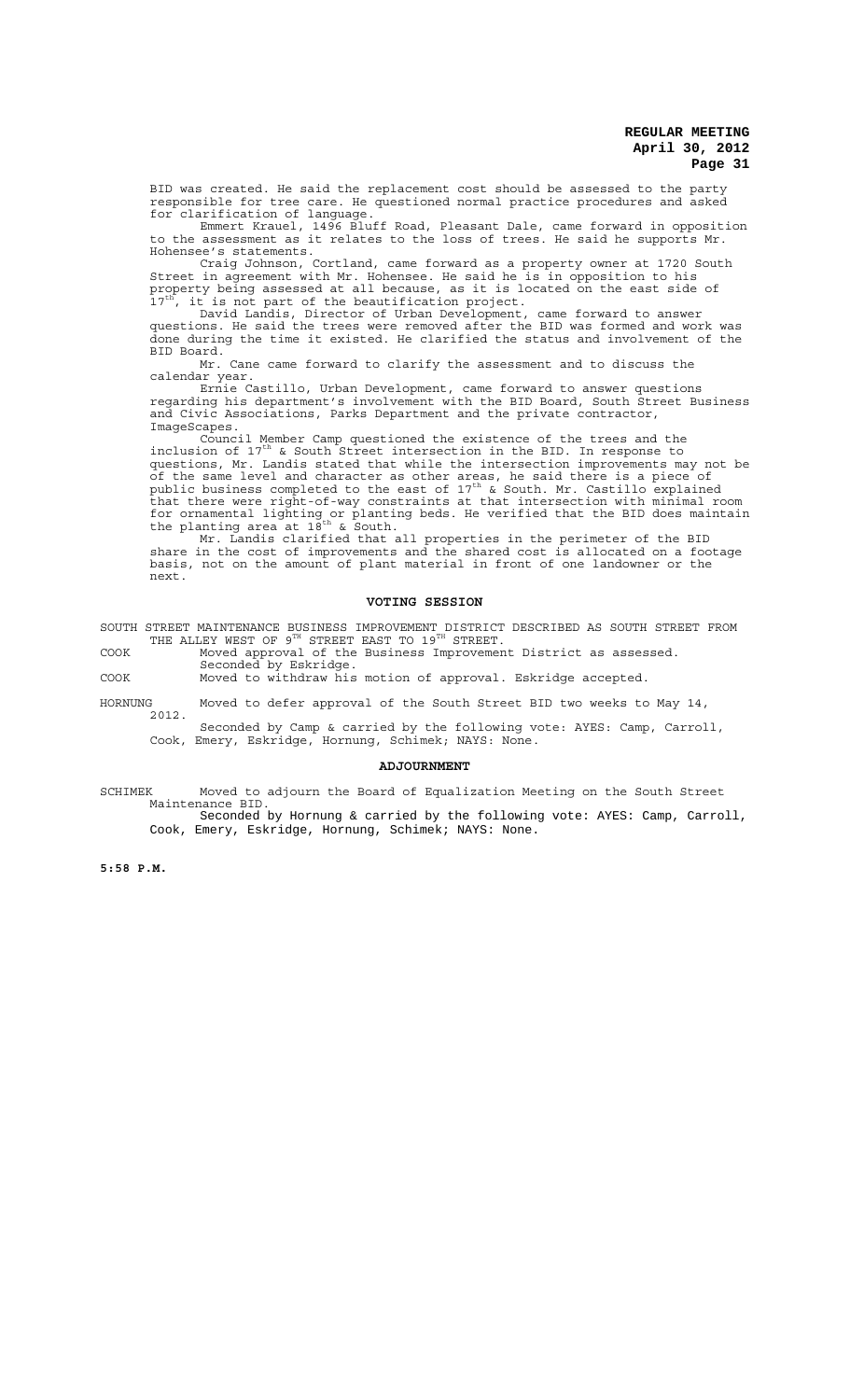BID was created. He said the replacement cost should be assessed to the party responsible for tree care. He questioned normal practice procedures and asked for clarification of language.

Emmert Krauel, 1496 Bluff Road, Pleasant Dale, came forward in opposition to the assessment as it relates to the loss of trees. He said he supports Mr. Hohensee's statements.

Craig Johnson, Cortland, came forward as a property owner at 1720 South Street in agreement with Mr. Hohensee. He said he is in opposition to his property being assessed at all because, as it is located on the east side of 17th, it is not part of the beautification project.

David Landis, Director of Urban Development, came forward to answer questions. He said the trees were removed after the BID was formed and work was done during the time it existed. He clarified the status and involvement of the BID Board.

Mr. Cane came forward to clarify the assessment and to discuss the calendar year.

Ernie Castillo, Urban Development, came forward to answer questions regarding his department's involvement with the BID Board, South Street Business and Civic Associations, Parks Department and the private contractor, ImageScapes.

Council Member Camp questioned the existence of the trees and the inclusion of 17th & South Street intersection in the BID. In response to questions, Mr. Landis stated that while the intersection improvements may not be of the same level and character as other areas, he said there is a piece of public business completed to the east of 17th & South. Mr. Castillo explained that there were right-of-way constraints at that intersection with minimal room for ornamental lighting or planting beds. He verified that the BID does maintain the planting area at 18th & South.

Mr. Landis clarified that all properties in the perimeter of the BID share in the cost of improvements and the shared cost is allocated on a footage basis, not on the amount of plant material in front of one landowner or the next.

## VOTING SESSION

SOUTH STREET MAINTENANCE BUSINESS IMPROVEMENT DISTRICT DESCRIBED AS SOUTH STREET FROM THE ALLEY WEST OF 9TH STREET EAST TO 19TH STREET.

COOK Moved approval of the Business Improvement District as assessed. Seconded by Eskridge.

COOK Moved to withdraw his motion of approval. Eskridge accepted.

HORNUNG Moved to defer approval of the South Street BID two weeks to May 14, 2012.

Seconded by Camp & carried by the following vote: AYES: Camp, Carroll, Cook, Emery, Eskridge, Hornung, Schimek; NAYS: None.

## ADJOURNMENT

SCHIMEK Moved to adjourn the Board of Equalization Meeting on the South Street Maintenance BID.

Seconded by Hornung & carried by the following vote: AYES: Camp, Carroll, Cook, Emery, Eskridge, Hornung, Schimek; NAYS: None.

**5:58 P.M.**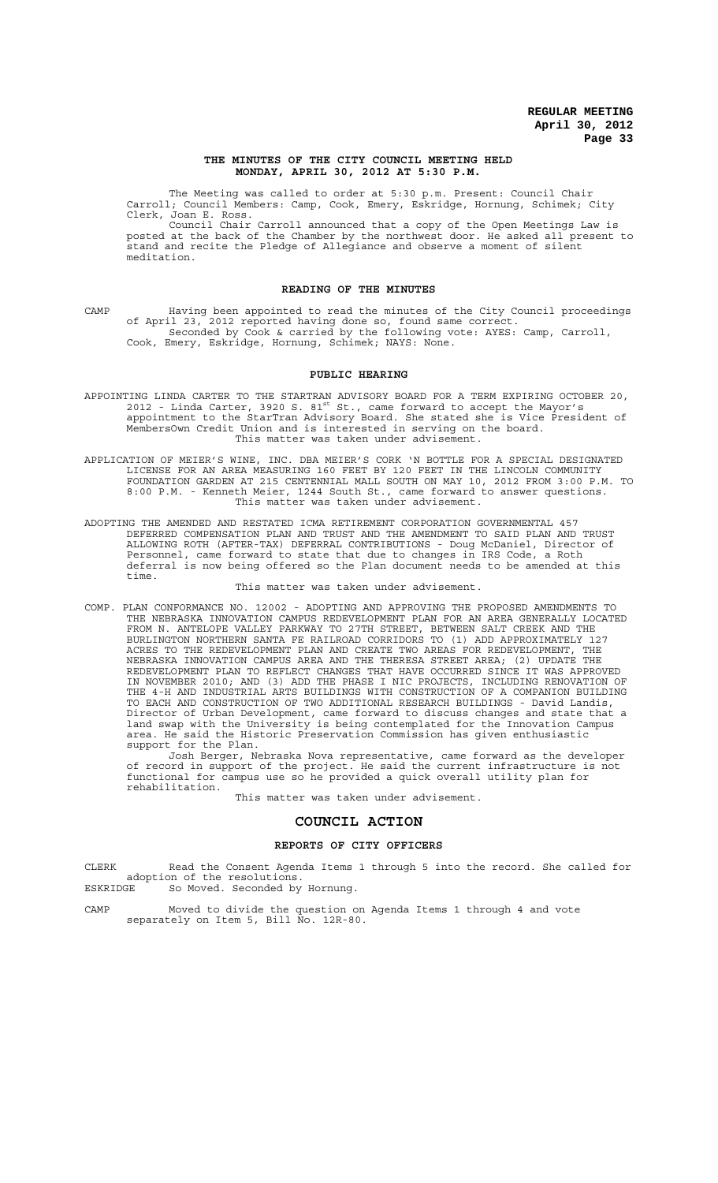# THE MINUTES OF THE CITY COUNCIL MEETING HELD MONDAY, APRIL 30, 2012 AT 5:30 P.M.

The Meeting was called to order at 5:30 p.m. Present: Council Chair Carroll; Council Members: Camp, Cook, Emery, Eskridge, Hornung, Schimek; City Clerk, Joan E. Ross.

Council Chair Carroll announced that a copy of the Open Meetings Law is posted at the back of the Chamber by the northwest door. He asked all present to stand and recite the Pledge of Allegiance and observe a moment of silent meditation.

## READING OF THE MINUTES

CAMP Having been appointed to read the minutes of the City Council proceedings of April 23, 2012 reported having done so, found same correct.

Seconded by Cook & carried by the following vote: AYES: Camp, Carroll, Cook, Emery, Eskridge, Hornung, Schimek; NAYS: None.

## PUBLIC HEARING

APPOINTING LINDA CARTER TO THE STARTRAN ADVISORY BOARD FOR A TERM EXPIRING OCTOBER 20, 2012 - Linda Carter, 3920 S. 81st St., came forward to accept the Mayor's appointment to the StarTran Advisory Board. She stated she is Vice President of MembersOwn Credit Union and is interested in serving on the board.

This matter was taken under advisement.

APPLICATION OF MEIER'S WINE, INC. DBA MEIER'S CORK 'N BOTTLE FOR A SPECIAL DESIGNATED LICENSE FOR AN AREA MEASURING 160 FEET BY 120 FEET IN THE LINCOLN COMMUNITY FOUNDATION GARDEN AT 215 CENTENNIAL MALL SOUTH ON MAY 10, 2012 FROM 3:00 P.M. TO 8:00 P.M. - Kenneth Meier, 1244 South St., came forward to answer questions.

This matter was taken under advisement.

ADOPTING THE AMENDED AND RESTATED ICMA RETIREMENT CORPORATION GOVERNMENTAL 457 DEFERRED COMPENSATION PLAN AND TRUST AND THE AMENDMENT TO SAID PLAN AND TRUST ALLOWING ROTH (AFTER-TAX) DEFERRAL CONTRIBUTIONS - Doug McDaniel, Director of Personnel, came forward to state that due to changes in IRS Code, a Roth deferral is now being offered so the Plan document needs to be amended at this time.

This matter was taken under advisement.

COMP. PLAN CONFORMANCE NO. 12002 - ADOPTING AND APPROVING THE PROPOSED AMENDMENTS TO THE NEBRASKA INNOVATION CAMPUS REDEVELOPMENT PLAN FOR AN AREA GENERALLY LOCATED FROM N. ANTELOPE VALLEY PARKWAY TO 27TH STREET, BETWEEN SALT CREEK AND THE BURLINGTON NORTHERN SANTA FE RAILROAD CORRIDORS TO (1) ADD APPROXIMATELY 127 ACRES TO THE REDEVELOPMENT PLAN AND CREATE TWO AREAS FOR REDEVELOPMENT, THE NEBRASKA INNOVATION CAMPUS AREA AND THE THERESA STREET AREA; (2) UPDATE THE REDEVELOPMENT PLAN TO REFLECT CHANGES THAT HAVE OCCURRED SINCE IT WAS APPROVED IN NOVEMBER 2010; AND (3) ADD THE PHASE I NIC PROJECTS, INCLUDING RENOVATION OF THE 4-H AND INDUSTRIAL ARTS BUILDINGS WITH CONSTRUCTION OF A COMPANION BUILDING TO EACH AND CONSTRUCTION OF TWO ADDITIONAL RESEARCH BUILDINGS - David Landis, Director of Urban Development, came forward to discuss changes and state that a land swap with the University is being contemplated for the Innovation Campus area. He said the Historic Preservation Commission has given enthusiastic support for the Plan.

Josh Berger, Nebraska Nova representative, came forward as the developer of record in support of the project. He said the current infrastructure is not functional for campus use so he provided a quick overall utility plan for rehabilitation.

This matter was taken under advisement.

## COUNCIL ACTION

### REPORTS OF CITY OFFICERS

CLERK Read the Consent Agenda Items 1 through 5 into the record. She called for adoption of the resolutions.

ESKRIDGE So Moved. Seconded by Hornung.

CAMP Moved to divide the question on Agenda Items 1 through 4 and vote separately on Item 5, Bill No. 12R-80.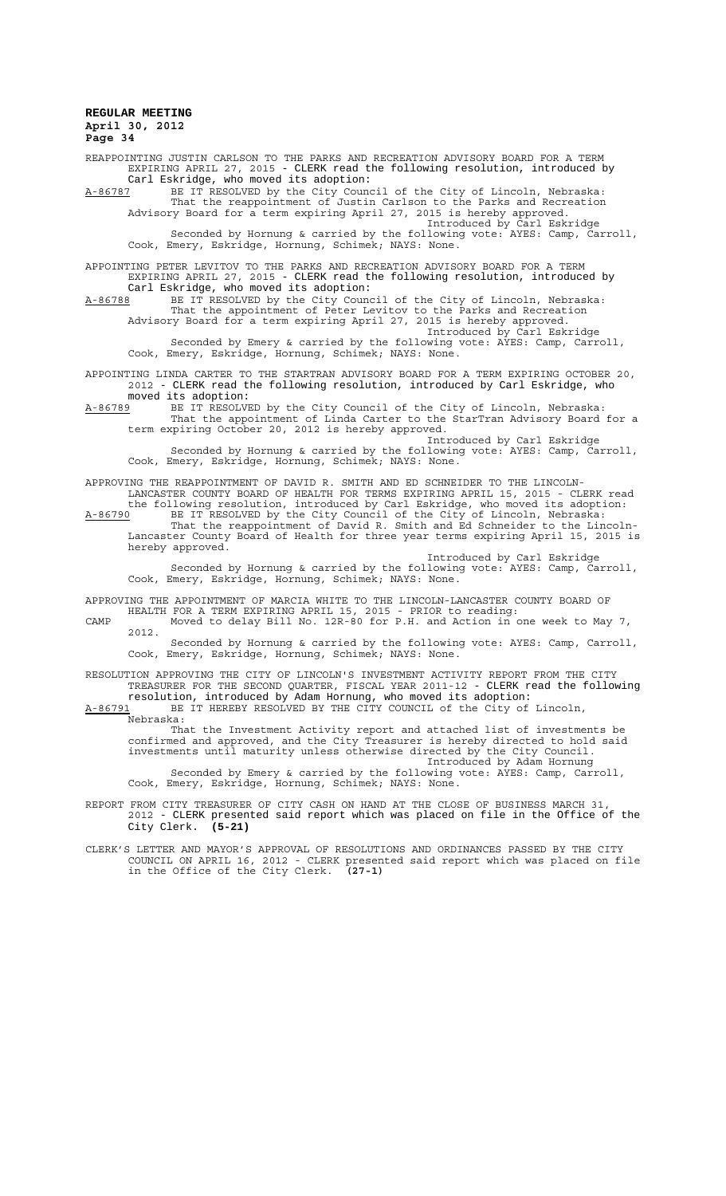REAPPOINTING JUSTIN CARLSON TO THE PARKS AND RECREATION ADVISORY BOARD FOR A TERM EXPIRING APRIL 27, 2015 - CLERK read the following resolution, introduced by Carl Eskridge, who moved its adoption:

A-86787 BE IT RESOLVED by the City Council of the City of Lincoln, Nebraska: That the reappointment of Justin Carlson to the Parks and Recreation Advisory Board for a term expiring April 27, 2015 is hereby approved.

Introduced by Carl Eskridge

Seconded by Hornung & carried by the following vote: AYES: Camp, Carroll, Cook, Emery, Eskridge, Hornung, Schimek; NAYS: None.

APPOINTING PETER LEVITOV TO THE PARKS AND RECREATION ADVISORY BOARD FOR A TERM EXPIRING APRIL 27, 2015 - CLERK read the following resolution, introduced by Carl Eskridge, who moved its adoption:

A-86788 BE IT RESOLVED by the City Council of the City of Lincoln, Nebraska: That the appointment of Peter Levitov to the Parks and Recreation Advisory Board for a term expiring April 27, 2015 is hereby approved.

Introduced by Carl Eskridge

Seconded by Emery & carried by the following vote: AYES: Camp, Carroll, Cook, Emery, Eskridge, Hornung, Schimek; NAYS: None.

APPOINTING LINDA CARTER TO THE STARTRAN ADVISORY BOARD FOR A TERM EXPIRING OCTOBER 20, 2012 - CLERK read the following resolution, introduced by Carl Eskridge, who moved its adoption:

A-86789 BE IT RESOLVED by the City Council of the City of Lincoln, Nebraska: That the appointment of Linda Carter to the StarTran Advisory Board for a term expiring October 20, 2012 is hereby approved.

Introduced by Carl Eskridge

Seconded by Hornung & carried by the following vote: AYES: Camp, Carroll, Cook, Emery, Eskridge, Hornung, Schimek; NAYS: None.

APPROVING THE REAPPOINTMENT OF DAVID R. SMITH AND ED SCHNEIDER TO THE LINCOLN-LANCASTER COUNTY BOARD OF HEALTH FOR TERMS EXPIRING APRIL 15, 2015 - CLERK read the following resolution, introduced by Carl Eskridge, who moved its adoption:

A-86790 BE IT RESOLVED by the City Council of the City of Lincoln, Nebraska: That the reappointment of David R. Smith and Ed Schneider to the Lincoln-Lancaster County Board of Health for three year terms expiring April 15, 2015 is hereby approved.

Introduced by Carl Eskridge

Seconded by Hornung & carried by the following vote: AYES: Camp, Carroll, Cook, Emery, Eskridge, Hornung, Schimek; NAYS: None.

APPROVING THE APPOINTMENT OF MARCIA WHITE TO THE LINCOLN-LANCASTER COUNTY BOARD OF HEALTH FOR A TERM EXPIRING APRIL 15, 2015 - PRIOR to reading:

CAMP Moved to delay Bill No. 12R-80 for P.H. and Action in one week to May 7, 2012.

Seconded by Hornung & carried by the following vote: AYES: Camp, Carroll, Cook, Emery, Eskridge, Hornung, Schimek; NAYS: None.

RESOLUTION APPROVING THE CITY OF LINCOLN'S INVESTMENT ACTIVITY REPORT FROM THE CITY TREASURER FOR THE SECOND QUARTER, FISCAL YEAR 2011-12 - CLERK read the following resolution, introduced by Adam Hornung, who moved its adoption:

A-86791 BE IT HEREBY RESOLVED BY THE CITY COUNCIL of the City of Lincoln, Nebraska:

That the Investment Activity report and attached list of investments be confirmed and approved, and the City Treasurer is hereby directed to hold said investments until maturity unless otherwise directed by the City Council.

Introduced by Adam Hornung

Seconded by Emery & carried by the following vote: AYES: Camp, Carroll, Cook, Emery, Eskridge, Hornung, Schimek; NAYS: None.

REPORT FROM CITY TREASURER OF CITY CASH ON HAND AT THE CLOSE OF BUSINESS MARCH 31, 2012 - CLERK presented said report which was placed on file in the Office of the City Clerk. **(5-21)**

CLERK'S LETTER AND MAYOR'S APPROVAL OF RESOLUTIONS AND ORDINANCES PASSED BY THE CITY COUNCIL ON APRIL 16, 2012 - CLERK presented said report which was placed on file in the Office of the City Clerk. **(27-1)**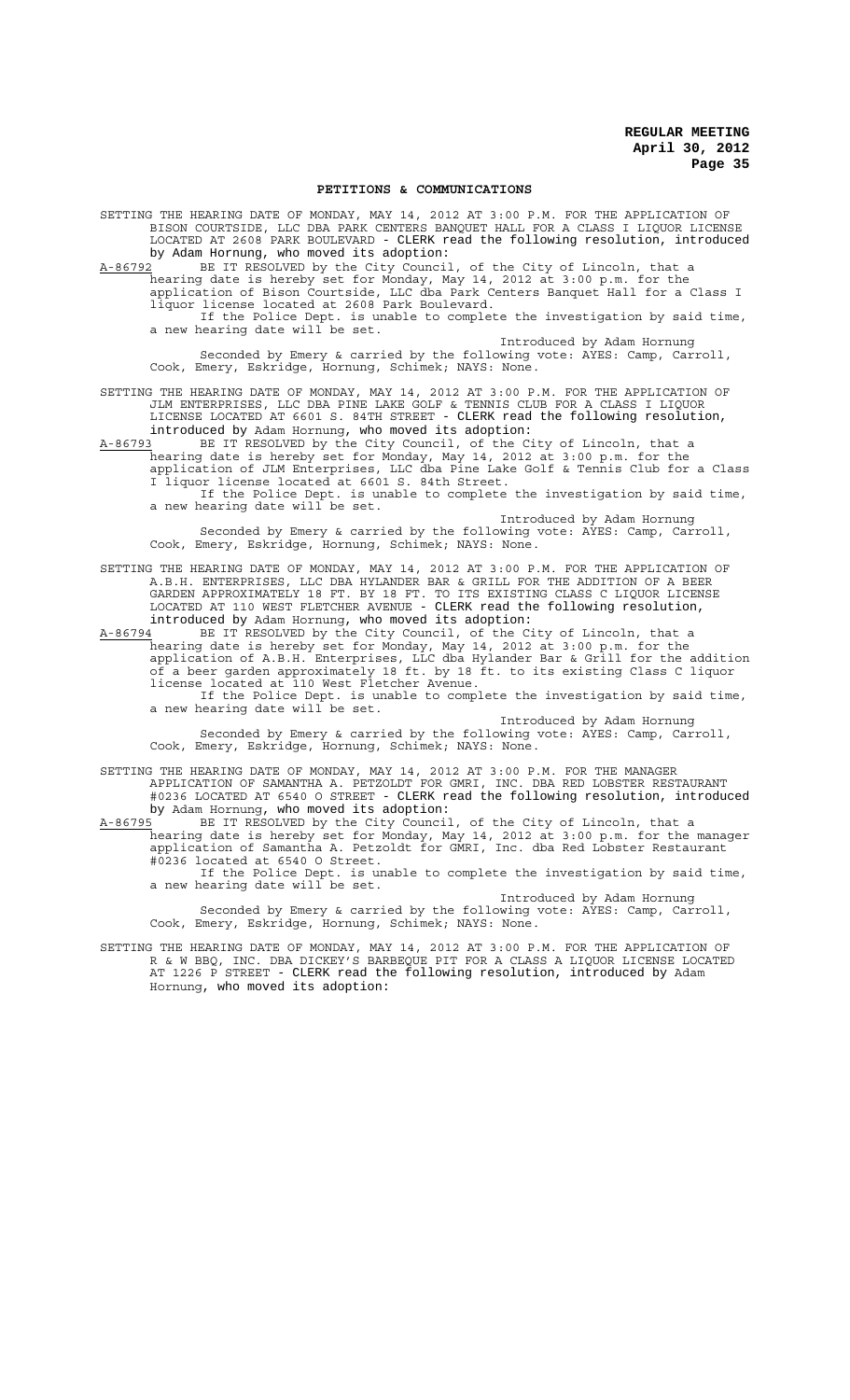## PETITIONS & COMMUNICATIONS

SETTING THE HEARING DATE OF MONDAY, MAY 14, 2012 AT 3:00 P.M. FOR THE APPLICATION OF BISON COURTSIDE, LLC DBA PARK CENTERS BANQUET HALL FOR A CLASS I LIQUOR LICENSE LOCATED AT 2608 PARK BOULEVARD - CLERK read the following resolution, introduced by Adam Hornung, who moved its adoption:

A-86792 BE IT RESOLVED by the City Council, of the City of Lincoln, that a hearing date is hereby set for Monday, May 14, 2012 at 3:00 p.m. for the application of Bison Courtside, LLC dba Park Centers Banquet Hall for a Class I liquor license located at 2608 Park Boulevard.

If the Police Dept. is unable to complete the investigation by said time, a new hearing date will be set.

Introduced by Adam Hornung

Seconded by Emery & carried by the following vote: AYES: Camp, Carroll, Cook, Emery, Eskridge, Hornung, Schimek; NAYS: None.

SETTING THE HEARING DATE OF MONDAY, MAY 14, 2012 AT 3:00 P.M. FOR THE APPLICATION OF JLM ENTERPRISES, LLC DBA PINE LAKE GOLF & TENNIS CLUB FOR A CLASS I LIQUOR LICENSE LOCATED AT 6601 S. 84TH STREET - CLERK read the following resolution, introduced by Adam Hornung, who moved its adoption:

A-86793 BE IT RESOLVED by the City Council, of the City of Lincoln, that a hearing date is hereby set for Monday, May 14, 2012 at 3:00 p.m. for the application of JLM Enterprises, LLC dba Pine Lake Golf & Tennis Club for a Class I liquor license located at 6601 S. 84th Street.

If the Police Dept. is unable to complete the investigation by said time, a new hearing date will be set.

Introduced by Adam Hornung

Seconded by Emery & carried by the following vote: AYES: Camp, Carroll, Cook, Emery, Eskridge, Hornung, Schimek; NAYS: None.

SETTING THE HEARING DATE OF MONDAY, MAY 14, 2012 AT 3:00 P.M. FOR THE APPLICATION OF A.B.H. ENTERPRISES, LLC DBA HYLANDER BAR & GRILL FOR THE ADDITION OF A BEER GARDEN APPROXIMATELY 18 FT. BY 18 FT. TO ITS EXISTING CLASS C LIQUOR LICENSE LOCATED AT 110 WEST FLETCHER AVENUE - CLERK read the following resolution, introduced by Adam Hornung, who moved its adoption:

A-86794 BE IT RESOLVED by the City Council, of the City of Lincoln, that a hearing date is hereby set for Monday, May 14, 2012 at 3:00 p.m. for the application of A.B.H. Enterprises, LLC dba Hylander Bar & Grill for the addition of a beer garden approximately 18 ft. by 18 ft. to its existing Class C liquor license located at 110 West Fletcher Avenue.

If the Police Dept. is unable to complete the investigation by said time, a new hearing date will be set.

Introduced by Adam Hornung

Seconded by Emery & carried by the following vote: AYES: Camp, Carroll, Cook, Emery, Eskridge, Hornung, Schimek; NAYS: None.

SETTING THE HEARING DATE OF MONDAY, MAY 14, 2012 AT 3:00 P.M. FOR THE MANAGER APPLICATION OF SAMANTHA A. PETZOLDT FOR GMRI, INC. DBA RED LOBSTER RESTAURANT #0236 LOCATED AT 6540 O STREET - CLERK read the following resolution, introduced by Adam Hornung, who moved its adoption:

A-86795 BE IT RESOLVED by the City Council, of the City of Lincoln, that a hearing date is hereby set for Monday, May 14, 2012 at 3:00 p.m. for the manager application of Samantha A. Petzoldt for GMRI, Inc. dba Red Lobster Restaurant #0236 located at 6540 O Street.

If the Police Dept. is unable to complete the investigation by said time, a new hearing date will be set.

Introduced by Adam Hornung

Seconded by Emery & carried by the following vote: AYES: Camp, Carroll, Cook, Emery, Eskridge, Hornung, Schimek; NAYS: None.

SETTING THE HEARING DATE OF MONDAY, MAY 14, 2012 AT 3:00 P.M. FOR THE APPLICATION OF R & W BBQ, INC. DBA DICKEY'S BARBEQUE PIT FOR A CLASS A LIQUOR LICENSE LOCATED AT 1226 P STREET - CLERK read the following resolution, introduced by Adam Hornung, who moved its adoption: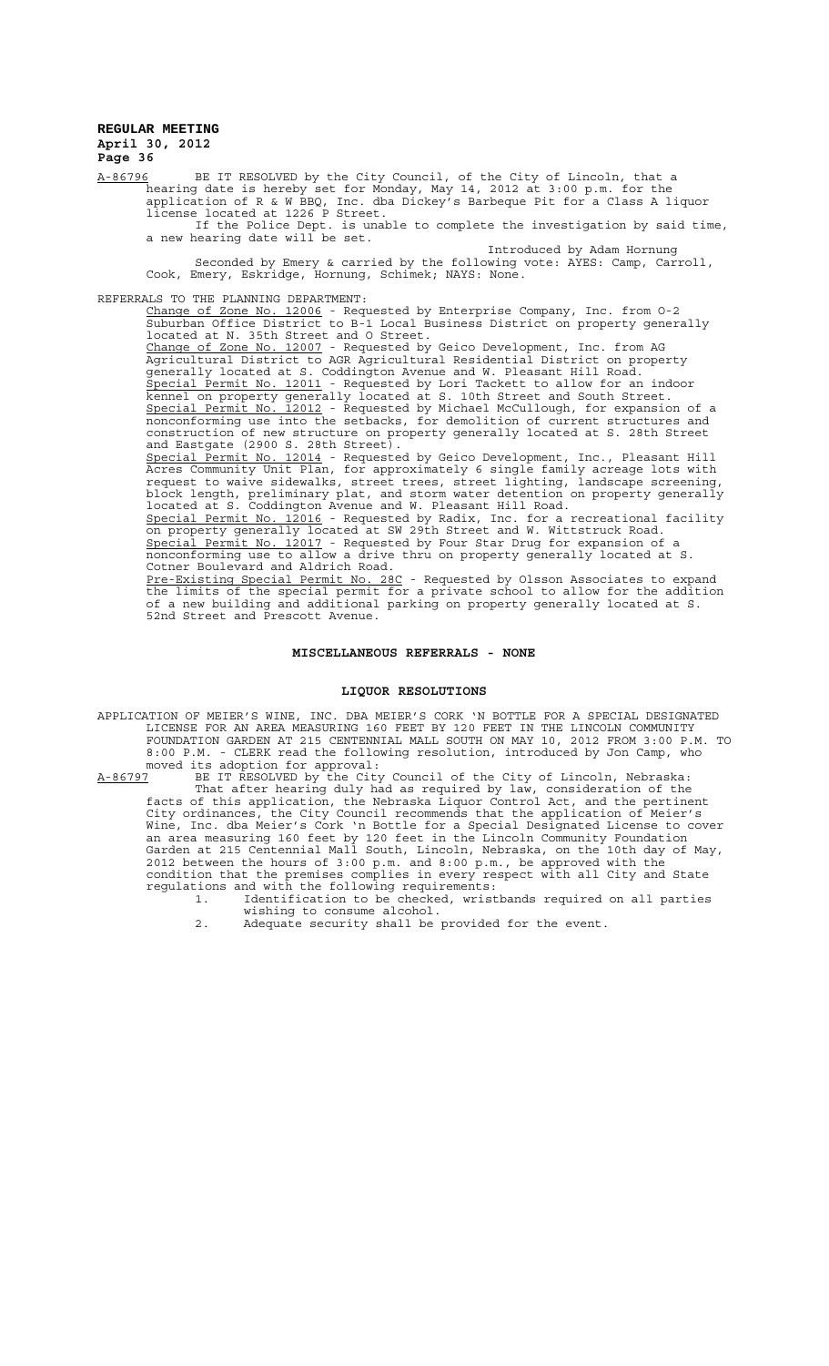A-86796 BE IT RESOLVED by the City Council, of the City of Lincoln, that a hearing date is hereby set for Monday, May 14, 2012 at 3:00 p.m. for the application of R & W BBQ, Inc. dba Dickey's Barbeque Pit for a Class A liquor license located at 1226 P Street.

If the Police Dept. is unable to complete the investigation by said time, a new hearing date will be set.

Introduced by Adam Hornung

Seconded by Emery & carried by the following vote: AYES: Camp, Carroll, Cook, Emery, Eskridge, Hornung, Schimek; NAYS: None.

REFERRALS TO THE PLANNING DEPARTMENT:

Change of Zone No. 12006 - Requested by Enterprise Company, Inc. from O-2 Suburban Office District to B-1 Local Business District on property generally located at N. 35th Street and O Street.

Change of Zone No. 12007 - Requested by Geico Development, Inc. from AG Agricultural District to AGR Agricultural Residential District on property generally located at S. Coddington Avenue and W. Pleasant Hill Road.

Special Permit No. 12011 - Requested by Lori Tackett to allow for an indoor kennel on property generally located at S. 10th Street and South Street.

Special Permit No. 12012 - Requested by Michael McCullough, for expansion of a nonconforming use into the setbacks, for demolition of current structures and construction of new structure on property generally located at S. 28th Street and Eastgate (2900 S. 28th Street).

Special Permit No. 12014 - Requested by Geico Development, Inc., Pleasant Hill Acres Community Unit Plan, for approximately 6 single family acreage lots with request to waive sidewalks, street trees, street lighting, landscape screening, block length, preliminary plat, and storm water detention on property generally located at S. Coddington Avenue and W. Pleasant Hill Road.

Special Permit No. 12016 - Requested by Radix, Inc. for a recreational facility on property generally located at SW 29th Street and W. Wittstruck Road.

Special Permit No. 12017 - Requested by Four Star Drug for expansion of a nonconforming use to allow a drive thru on property generally located at S. Cotner Boulevard and Aldrich Road.

Pre-Existing Special Permit No. 28C - Requested by Olsson Associates to expand the limits of the special permit for a private school to allow for the addition of a new building and additional parking on property generally located at S. 52nd Street and Prescott Avenue.

## MISCELLANEOUS REFERRALS - NONE

## LIQUOR RESOLUTIONS

APPLICATION OF MEIER'S WINE, INC. DBA MEIER'S CORK 'N BOTTLE FOR A SPECIAL DESIGNATED LICENSE FOR AN AREA MEASURING 160 FEET BY 120 FEET IN THE LINCOLN COMMUNITY FOUNDATION GARDEN AT 215 CENTENNIAL MALL SOUTH ON MAY 10, 2012 FROM 3:00 P.M. TO 8:00 P.M. - CLERK read the following resolution, introduced by Jon Camp, who moved its adoption for approval:

A-86797 BE IT RESOLVED by the City Council of the City of Lincoln, Nebraska:

That after hearing duly had as required by law, consideration of the facts of this application, the Nebraska Liquor Control Act, and the pertinent City ordinances, the City Council recommends that the application of Meier's Wine, Inc. dba Meier's Cork 'n Bottle for a Special Designated License to cover an area measuring 160 feet by 120 feet in the Lincoln Community Foundation Garden at 215 Centennial Mall South, Lincoln, Nebraska, on the 10th day of May, 2012 between the hours of 3:00 p.m. and 8:00 p.m., be approved with the condition that the premises complies in every respect with all City and State regulations and with the following requirements:

1. Identification to be checked, wristbands required on all parties wishing to consume alcohol.
2. Adequate security shall be provided for the event.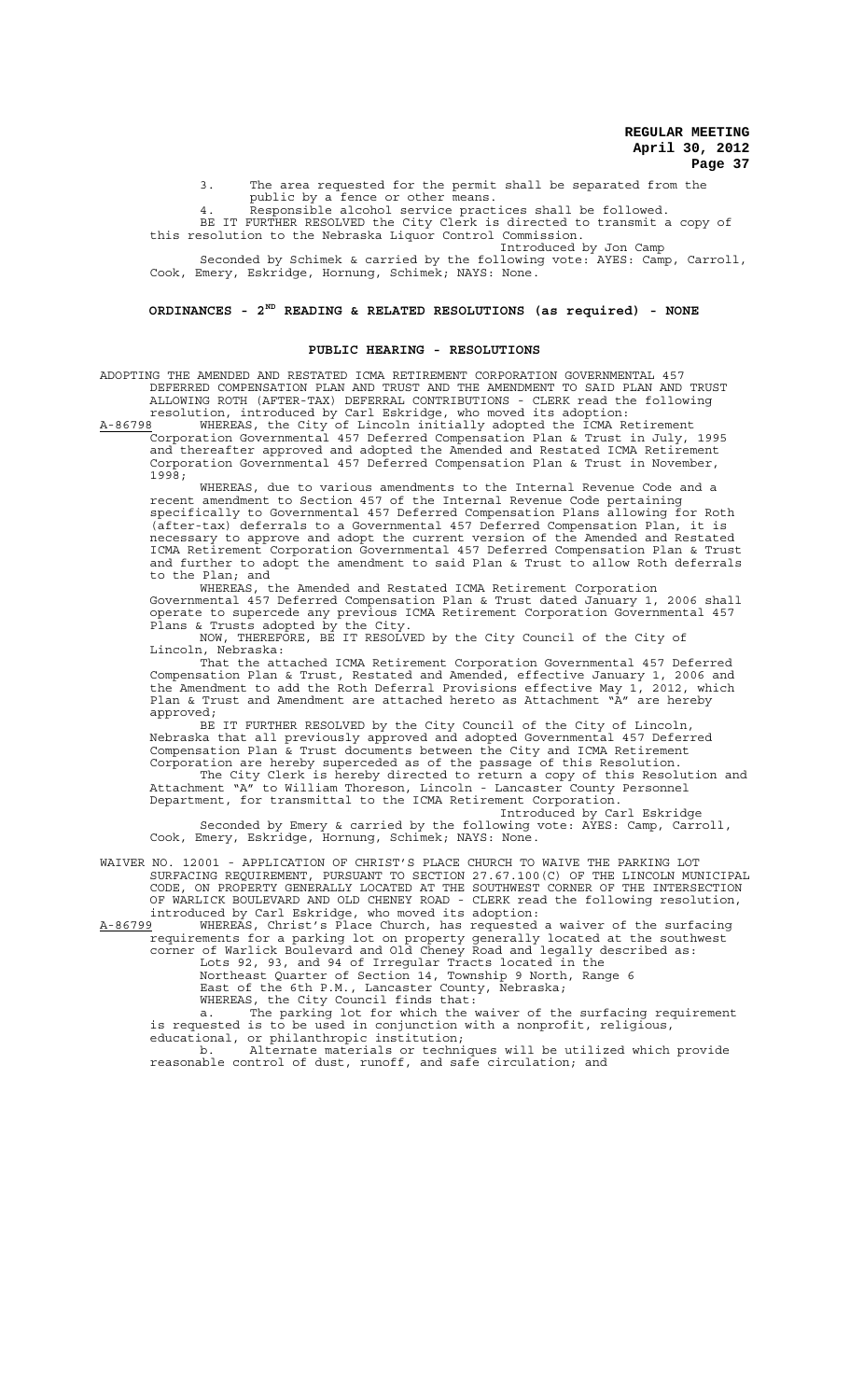3. The area requested for the permit shall be separated from the public by a fence or other means.

4. Responsible alcohol service practices shall be followed.

BE IT FURTHER RESOLVED the City Clerk is directed to transmit a copy of this resolution to the Nebraska Liquor Control Commission.

Introduced by Jon Camp

Seconded by Schimek & carried by the following vote: AYES: Camp, Carroll, Cook, Emery, Eskridge, Hornung, Schimek; NAYS: None.

## ORDINANCES - 2ND READING & RELATED RESOLUTIONS (as required) - NONE

## PUBLIC HEARING - RESOLUTIONS

ADOPTING THE AMENDED AND RESTATED ICMA RETIREMENT CORPORATION GOVERNMENTAL 457 DEFERRED COMPENSATION PLAN AND TRUST AND THE AMENDMENT TO SAID PLAN AND TRUST ALLOWING ROTH (AFTER-TAX) DEFERRAL CONTRIBUTIONS - CLERK read the following resolution, introduced by Carl Eskridge, who moved its adoption:

A-86798 WHEREAS, the City of Lincoln initially adopted the ICMA Retirement Corporation Governmental 457 Deferred Compensation Plan & Trust in July, 1995 and thereafter approved and adopted the Amended and Restated ICMA Retirement Corporation Governmental 457 Deferred Compensation Plan & Trust in November, 1998;

WHEREAS, due to various amendments to the Internal Revenue Code and a recent amendment to Section 457 of the Internal Revenue Code pertaining specifically to Governmental 457 Deferred Compensation Plans allowing for Roth (after-tax) deferrals to a Governmental 457 Deferred Compensation Plan, it is necessary to approve and adopt the current version of the Amended and Restated ICMA Retirement Corporation Governmental 457 Deferred Compensation Plan & Trust and further to adopt the amendment to said Plan & Trust to allow Roth deferrals to the Plan; and

WHEREAS, the Amended and Restated ICMA Retirement Corporation Governmental 457 Deferred Compensation Plan & Trust dated January 1, 2006 shall operate to supercede any previous ICMA Retirement Corporation Governmental 457 Plans & Trusts adopted by the City.

NOW, THEREFORE, BE IT RESOLVED by the City Council of the City of Lincoln, Nebraska:

That the attached ICMA Retirement Corporation Governmental 457 Deferred Compensation Plan & Trust, Restated and Amended, effective January 1, 2006 and the Amendment to add the Roth Deferral Provisions effective May 1, 2012, which Plan & Trust and Amendment are attached hereto as Attachment "A" are hereby approved;

BE IT FURTHER RESOLVED by the City Council of the City of Lincoln, Nebraska that all previously approved and adopted Governmental 457 Deferred Compensation Plan & Trust documents between the City and ICMA Retirement Corporation are hereby superceded as of the passage of this Resolution.

The City Clerk is hereby directed to return a copy of this Resolution and Attachment "A" to William Thoreson, Lincoln - Lancaster County Personnel Department, for transmittal to the ICMA Retirement Corporation.

Introduced by Carl Eskridge

Seconded by Emery & carried by the following vote: AYES: Camp, Carroll, Cook, Emery, Eskridge, Hornung, Schimek; NAYS: None.

WAIVER NO. 12001 - APPLICATION OF CHRIST'S PLACE CHURCH TO WAIVE THE PARKING LOT SURFACING REQUIREMENT, PURSUANT TO SECTION 27.67.100(C) OF THE LINCOLN MUNICIPAL CODE, ON PROPERTY GENERALLY LOCATED AT THE SOUTHWEST CORNER OF THE INTERSECTION OF WARLICK BOULEVARD AND OLD CHENEY ROAD - CLERK read the following resolution, introduced by Carl Eskridge, who moved its adoption:

A-86799 WHEREAS, Christ's Place Church, has requested a waiver of the surfacing requirements for a parking lot on property generally located at the southwest corner of Warlick Boulevard and Old Cheney Road and legally described as:

Lots 92, 93, and 94 of Irregular Tracts located in the Northeast Quarter of Section 14, Township 9 North, Range 6 East of the 6th P.M., Lancaster County, Nebraska;

WHEREAS, the City Council finds that:

a. The parking lot for which the waiver of the surfacing requirement is requested is to be used in conjunction with a nonprofit, religious, educational, or philanthropic institution;

b. Alternate materials or techniques will be utilized which provide reasonable control of dust, runoff, and safe circulation; and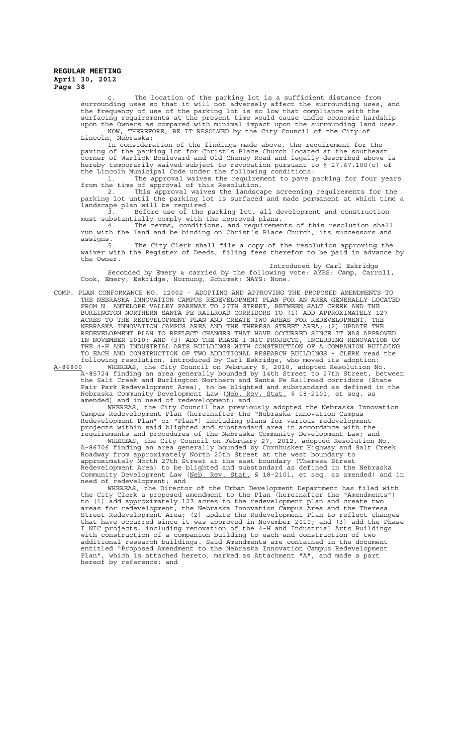c. The location of the parking lot is a sufficient distance from surrounding uses so that it will not adversely affect the surrounding uses, and the frequency of use of the parking lot is so low that compliance with the surfacing requirements at the present time would cause undue economic hardship upon the Owners as compared with minimal impact upon the surrounding land uses.

NOW, THEREFORE, BE IT RESOLVED by the City Council of the City of Lincoln, Nebraska:

In consideration of the findings made above, the requirement for the paving of the parking lot for Christ's Place Church located at the southeast corner of Warlick Boulevard and Old Cheney Road and legally described above is hereby temporarily waived subject to revocation pursuant to § 27.67.100(c) of the Lincoln Municipal Code under the following conditions:

1. The approval waives the requirement to pave parking for four years from the time of approval of this Resolution.
2. This approval waives the landscape screening requirements for the parking lot until the parking lot is surfaced and made permanent at which time a landscape plan will be required.
3. Before use of the parking lot, all development and construction must substantially comply with the approved plans.
4. The terms, conditions, and requirements of this resolution shall run with the land and be binding on Christ's Place Church, its successors and assigns.
5. The City Clerk shall file a copy of the resolution approving the waiver with the Register of Deeds, filing fees therefor to be paid in advance by the Owner.

Introduced by Carl Eskridge

Seconded by Emery & carried by the following vote: AYES: Camp, Carroll, Cook, Emery, Eskridge, Hornung, Schimek; NAYS: None.

COMP. PLAN CONFORMANCE NO. 12002 - ADOPTING AND APPROVING THE PROPOSED AMENDMENTS TO THE NEBRASKA INNOVATION CAMPUS REDEVELOPMENT PLAN FOR AN AREA GENERALLY LOCATED FROM N. ANTELOPE VALLEY PARKWAY TO 27TH STREET, BETWEEN SALT CREEK AND THE BURLINGTON NORTHERN SANTA FE RAILROAD CORRIDORS TO (1) ADD APPROXIMATELY 127 ACRES TO THE REDEVELOPMENT PLAN AND CREATE TWO AREAS FOR REDEVELOPMENT, THE NEBRASKA INNOVATION CAMPUS AREA AND THE THERESA STREET AREA; (2) UPDATE THE REDEVELOPMENT PLAN TO REFLECT CHANGES THAT HAVE OCCURRED SINCE IT WAS APPROVED IN NOVEMBER 2010; AND (3) ADD THE PHASE I NIC PROJECTS, INCLUDING RENOVATION OF THE 4-H AND INDUSTRIAL ARTS BUILDINGS WITH CONSTRUCTION OF A COMPANION BUILDING TO EACH AND CONSTRUCTION OF TWO ADDITIONAL RESEARCH BUILDINGS - CLERK read the following resolution, introduced by Carl Eskridge, who moved its adoption:

A-86800 WHEREAS, the City Council on February 8, 2010, adopted Resolution No. A-85724 finding an area generally bounded by 14th Street to 27th Street, between the Salt Creek and Burlington Northern and Santa Fe Railroad corridors (State Fair Park Redevelopment Area), to be blighted and substandard as defined in the Nebraska Community Development Law (Neb. Rev. Stat. § 18-2101, et seq. as amended) and in need of redevelopment; and

WHEREAS, the City Council has previously adopted the Nebraska Innovation Campus Redevelopment Plan (hereinafter the "Nebraska Innovation Campus Redevelopment Plan" or "Plan") including plans for various redevelopment projects within said blighted and substandard area in accordance with the requirements and procedures of the Nebraska Community Development Law; and

WHEREAS, the City Council on February 27, 2012, adopted Resolution No. A-86706 finding an area generally bounded by Cornhusker Highway and Salt Creek Roadway from approximately North 20th Street at the west boundary to approximately North 27th Street at the east boundary (Theresa Street Redevelopment Area) to be blighted and substandard as defined in the Nebraska Community Development Law (Neb. Rev. Stat. § 18-2101, et seq. as amended) and in need of redevelopment; and

WHEREAS, the Director of the Urban Development Department has filed with the City Clerk a proposed amendment to the Plan (hereinafter the "Amendments") to (1) add approximately 127 acres to the redevelopment plan and create two areas for redevelopment, the Nebraska Innovation Campus Area and the Theresa Street Redevelopment Area; (2) update the Redevelopment Plan to reflect changes that have occurred since it was approved in November 2010; and (3) add the Phase I NIC projects, including renovation of the 4-H and Industrial Arts Buildings with construction of a companion building to each and construction of two additional research buildings. Said Amendments are contained in the document entitled "Proposed Amendment to the Nebraska Innovation Campus Redevelopment Plan", which is attached hereto, marked as Attachment "A", and made a part hereof by reference; and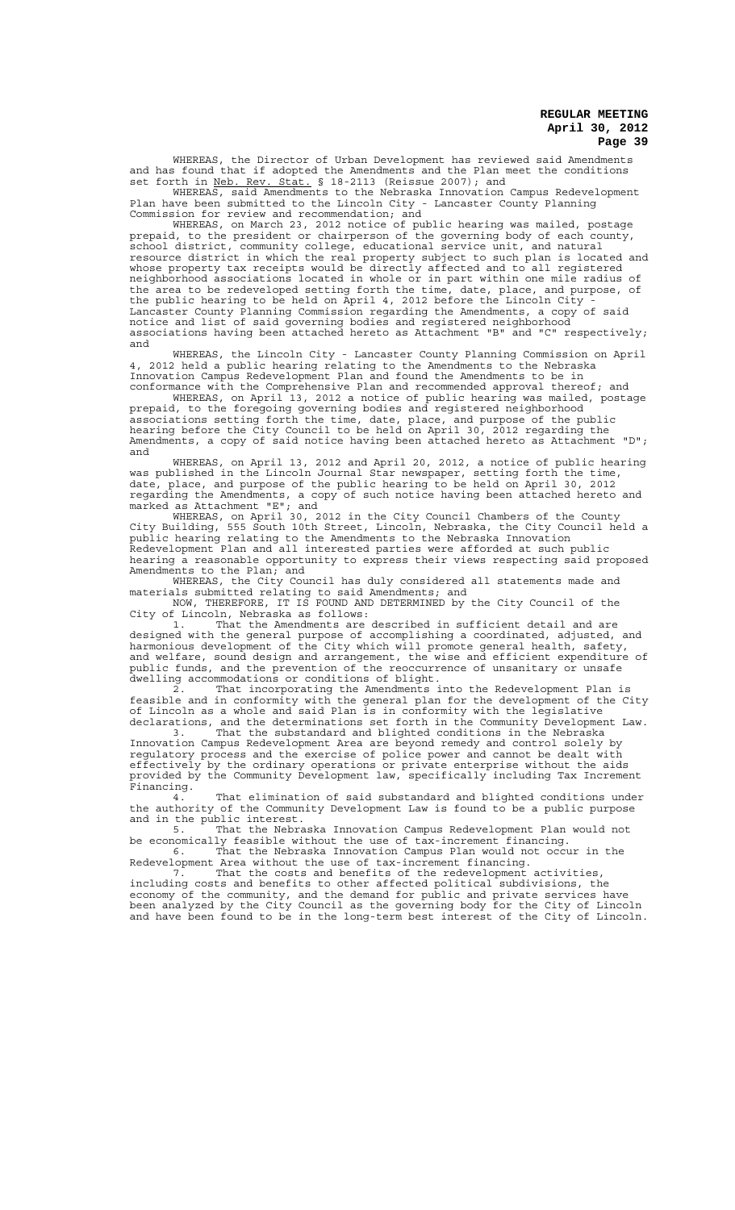WHEREAS, the Director of Urban Development has reviewed said Amendments and has found that if adopted the Amendments and the Plan meet the conditions set forth in Neb. Rev. Stat. § 18-2113 (Reissue 2007); and

WHEREAS, said Amendments to the Nebraska Innovation Campus Redevelopment Plan have been submitted to the Lincoln City - Lancaster County Planning Commission for review and recommendation; and

WHEREAS, on March 23, 2012 notice of public hearing was mailed, postage prepaid, to the president or chairperson of the governing body of each county, school district, community college, educational service unit, and natural resource district in which the real property subject to such plan is located and whose property tax receipts would be directly affected and to all registered neighborhood associations located in whole or in part within one mile radius of the area to be redeveloped setting forth the time, date, place, and purpose, of the public hearing to be held on April 4, 2012 before the Lincoln City - Lancaster County Planning Commission regarding the Amendments, a copy of said notice and list of said governing bodies and registered neighborhood associations having been attached hereto as Attachment "B" and "C" respectively; and

WHEREAS, the Lincoln City - Lancaster County Planning Commission on April 4, 2012 held a public hearing relating to the Amendments to the Nebraska Innovation Campus Redevelopment Plan and found the Amendments to be in conformance with the Comprehensive Plan and recommended approval thereof; and

WHEREAS, on April 13, 2012 a notice of public hearing was mailed, postage prepaid, to the foregoing governing bodies and registered neighborhood associations setting forth the time, date, place, and purpose of the public hearing before the City Council to be held on April 30, 2012 regarding the Amendments, a copy of said notice having been attached hereto as Attachment "D"; and

WHEREAS, on April 13, 2012 and April 20, 2012, a notice of public hearing was published in the Lincoln Journal Star newspaper, setting forth the time, date, place, and purpose of the public hearing to be held on April 30, 2012 regarding the Amendments, a copy of such notice having been attached hereto and marked as Attachment "E"; and

WHEREAS, on April 30, 2012 in the City Council Chambers of the County City Building, 555 South 10th Street, Lincoln, Nebraska, the City Council held a public hearing relating to the Amendments to the Nebraska Innovation Redevelopment Plan and all interested parties were afforded at such public hearing a reasonable opportunity to express their views respecting said proposed Amendments to the Plan; and

WHEREAS, the City Council has duly considered all statements made and materials submitted relating to said Amendments; and

NOW, THEREFORE, IT IS FOUND AND DETERMINED by the City Council of the City of Lincoln, Nebraska as follows:

1. That the Amendments are described in sufficient detail and are designed with the general purpose of accomplishing a coordinated, adjusted, and harmonious development of the City which will promote general health, safety, and welfare, sound design and arrangement, the wise and efficient expenditure of public funds, and the prevention of the reoccurrence of unsanitary or unsafe dwelling accommodations or conditions of blight.

2. That incorporating the Amendments into the Redevelopment Plan is feasible and in conformity with the general plan for the development of the City of Lincoln as a whole and said Plan is in conformity with the legislative declarations, and the determinations set forth in the Community Development Law.

3. That the substandard and blighted conditions in the Nebraska Innovation Campus Redevelopment Area are beyond remedy and control solely by regulatory process and the exercise of police power and cannot be dealt with effectively by the ordinary operations or private enterprise without the aids provided by the Community Development law, specifically including Tax Increment Financing.

4. That elimination of said substandard and blighted conditions under the authority of the Community Development Law is found to be a public purpose and in the public interest.

5. That the Nebraska Innovation Campus Redevelopment Plan would not be economically feasible without the use of tax-increment financing.

6. That the Nebraska Innovation Campus Plan would not occur in the Redevelopment Area without the use of tax-increment financing.

7. That the costs and benefits of the redevelopment activities, including costs and benefits to other affected political subdivisions, the economy of the community, and the demand for public and private services have been analyzed by the City Council as the governing body for the City of Lincoln and have been found to be in the long-term best interest of the City of Lincoln.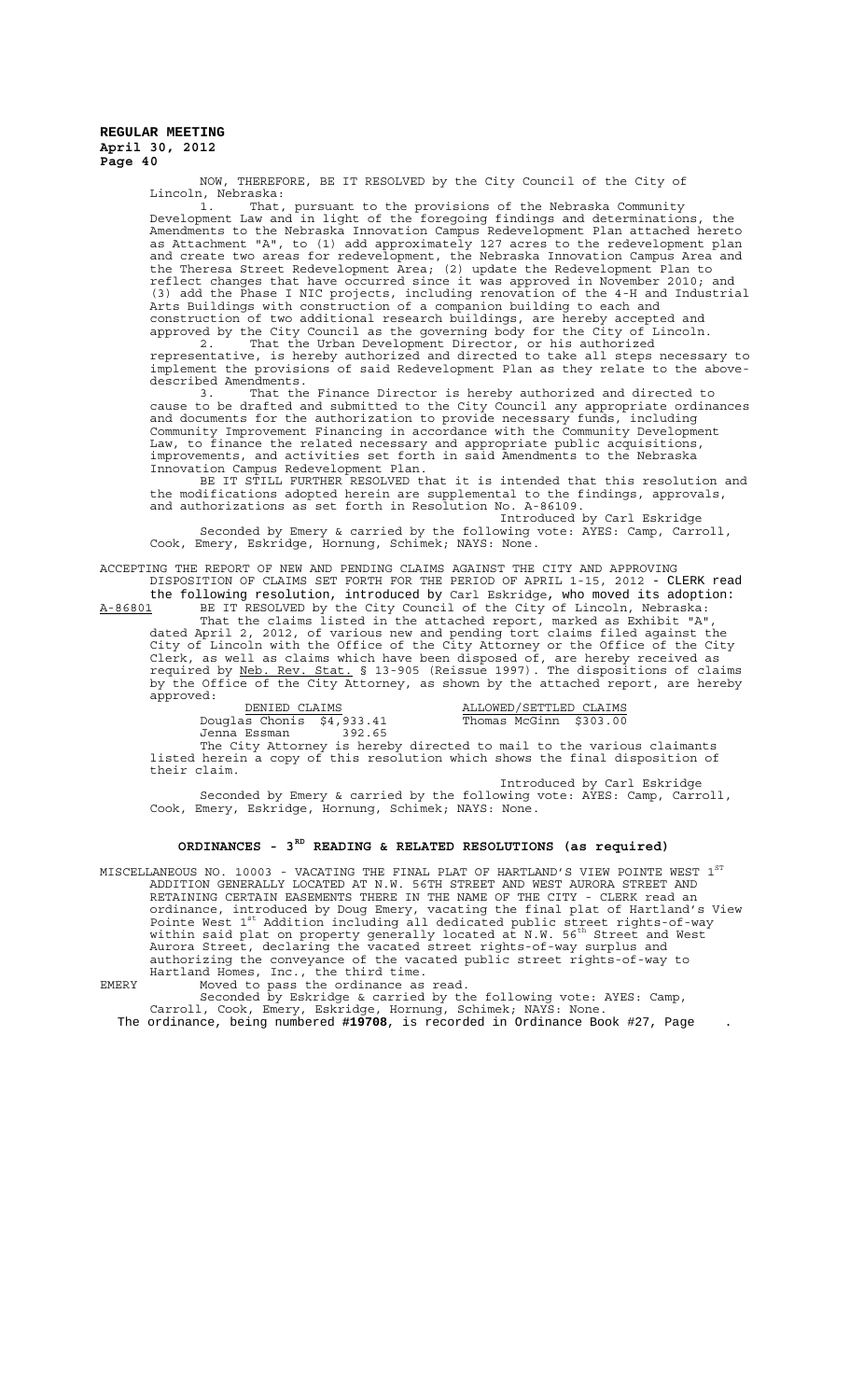NOW, THEREFORE, BE IT RESOLVED by the City Council of the City of Lincoln, Nebraska:

1. That, pursuant to the provisions of the Nebraska Community Development Law and in light of the foregoing findings and determinations, the Amendments to the Nebraska Innovation Campus Redevelopment Plan attached hereto as Attachment "A", to (1) add approximately 127 acres to the redevelopment plan and create two areas for redevelopment, the Nebraska Innovation Campus Area and the Theresa Street Redevelopment Area; (2) update the Redevelopment Plan to reflect changes that have occurred since it was approved in November 2010; and (3) add the Phase I NIC projects, including renovation of the 4-H and Industrial Arts Buildings with construction of a companion building to each and construction of two additional research buildings, are hereby accepted and approved by the City Council as the governing body for the City of Lincoln.

2. That the Urban Development Director, or his authorized representative, is hereby authorized and directed to take all steps necessary to implement the provisions of said Redevelopment Plan as they relate to the above-described Amendments.

3. That the Finance Director is hereby authorized and directed to cause to be drafted and submitted to the City Council any appropriate ordinances and documents for the authorization to provide necessary funds, including Community Improvement Financing in accordance with the Community Development Law, to finance the related necessary and appropriate public acquisitions, improvements, and activities set forth in said Amendments to the Nebraska Innovation Campus Redevelopment Plan.

BE IT STILL FURTHER RESOLVED that it is intended that this resolution and the modifications adopted herein are supplemental to the findings, approvals, and authorizations as set forth in Resolution No. A-86109.

Introduced by Carl Eskridge

Seconded by Emery & carried by the following vote: AYES: Camp, Carroll, Cook, Emery, Eskridge, Hornung, Schimek; NAYS: None.

ACCEPTING THE REPORT OF NEW AND PENDING CLAIMS AGAINST THE CITY AND APPROVING DISPOSITION OF CLAIMS SET FORTH FOR THE PERIOD OF APRIL 1-15, 2012 - CLERK read the following resolution, introduced by Carl Eskridge, who moved its adoption:

A-86801 BE IT RESOLVED by the City Council of the City of Lincoln, Nebraska:

That the claims listed in the attached report, marked as Exhibit "A", dated April 2, 2012, of various new and pending tort claims filed against the City of Lincoln with the Office of the City Attorney or the Office of the City Clerk, as well as claims which have been disposed of, are hereby received as required by Neb. Rev. Stat. § 13-905 (Reissue 1997). The dispositions of claims by the Office of the City Attorney, as shown by the attached report, are hereby approved:

| DENIED CLAIMS | | ALLOWED/SETTLED CLAIMS | |
|---|---|---|---|
| Douglas Chonis | $4,933.41 | Thomas McGinn | $303.00 |
| Jenna Essman | 392.65 | | |

The City Attorney is hereby directed to mail to the various claimants listed herein a copy of this resolution which shows the final disposition of their claim.

Introduced by Carl Eskridge

Seconded by Emery & carried by the following vote: AYES: Camp, Carroll, Cook, Emery, Eskridge, Hornung, Schimek; NAYS: None.

## ORDINANCES - 3RD READING & RELATED RESOLUTIONS (as required)

MISCELLANEOUS NO. 10003 - VACATING THE FINAL PLAT OF HARTLAND'S VIEW POINTE WEST 1ST ADDITION GENERALLY LOCATED AT N.W. 56TH STREET AND WEST AURORA STREET AND RETAINING CERTAIN EASEMENTS THERE IN THE NAME OF THE CITY - CLERK read an ordinance, introduced by Doug Emery, vacating the final plat of Hartland's View Pointe West 1st Addition including all dedicated public street rights-of-way within said plat on property generally located at N.W. 56th Street and West Aurora Street, declaring the vacated street rights-of-way surplus and authorizing the conveyance of the vacated public street rights-of-way to Hartland Homes, Inc., the third time.

EMERY Moved to pass the ordinance as read.

Seconded by Eskridge & carried by the following vote: AYES: Camp, Carroll, Cook, Emery, Eskridge, Hornung, Schimek; NAYS: None.

The ordinance, being numbered **#19708**, is recorded in Ordinance Book #27, Page .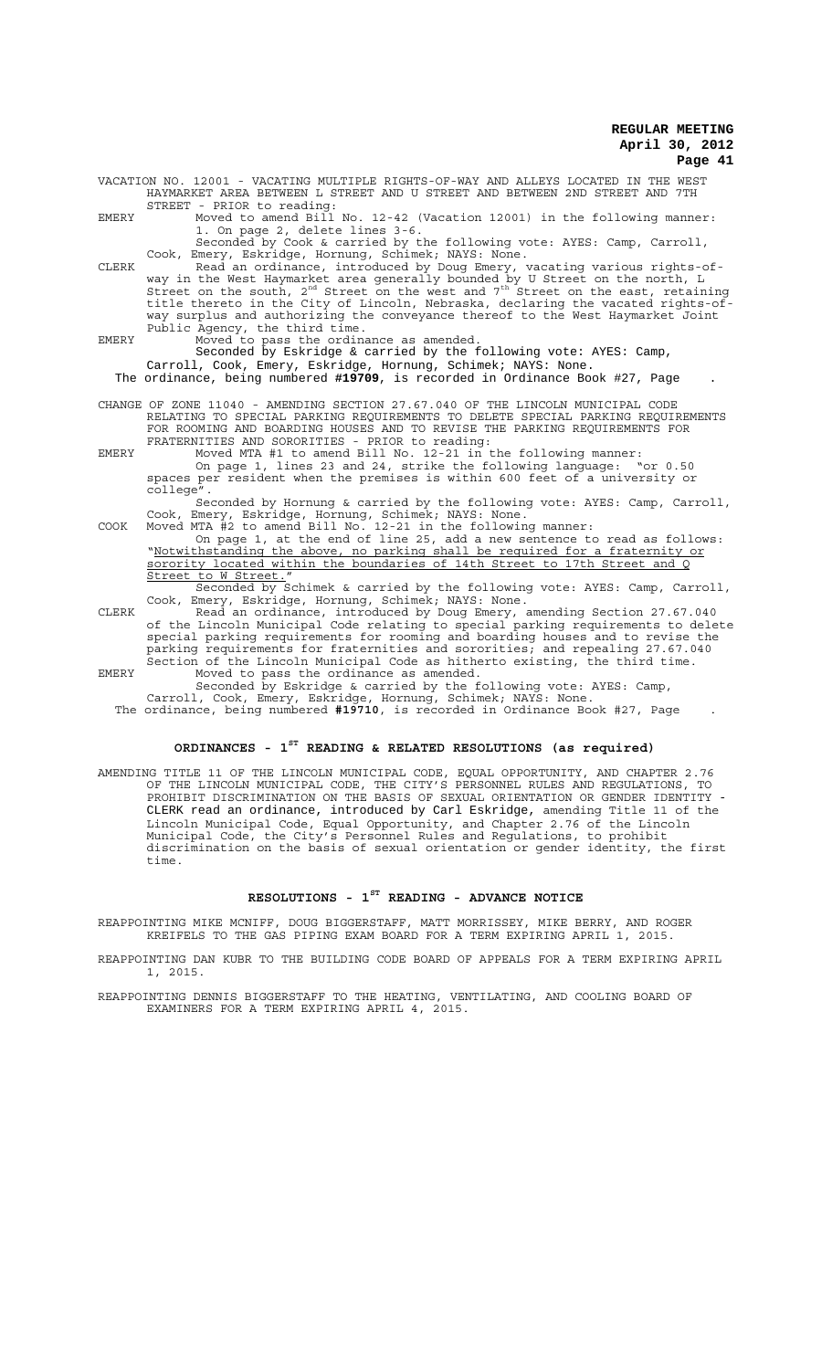VACATION NO. 12001 - VACATING MULTIPLE RIGHTS-OF-WAY AND ALLEYS LOCATED IN THE WEST HAYMARKET AREA BETWEEN L STREET AND U STREET AND BETWEEN 2ND STREET AND 7TH STREET - PRIOR to reading:

EMERY Moved to amend Bill No. 12-42 (Vacation 12001) in the following manner:
1. On page 2, delete lines 3-6.
Seconded by Cook & carried by the following vote: AYES: Camp, Carroll, Cook, Emery, Eskridge, Hornung, Schimek; NAYS: None.

CLERK Read an ordinance, introduced by Doug Emery, vacating various rights-of-way in the West Haymarket area generally bounded by U Street on the north, L Street on the south, 2nd Street on the west and 7th Street on the east, retaining title thereto in the City of Lincoln, Nebraska, declaring the vacated rights-of-way surplus and authorizing the conveyance thereof to the West Haymarket Joint Public Agency, the third time.

EMERY Moved to pass the ordinance as amended.
Seconded by Eskridge & carried by the following vote: AYES: Camp, Carroll, Cook, Emery, Eskridge, Hornung, Schimek; NAYS: None.

The ordinance, being numbered **#19709**, is recorded in Ordinance Book #27, Page .

CHANGE OF ZONE 11040 - AMENDING SECTION 27.67.040 OF THE LINCOLN MUNICIPAL CODE RELATING TO SPECIAL PARKING REQUIREMENTS TO DELETE SPECIAL PARKING REQUIREMENTS FOR ROOMING AND BOARDING HOUSES AND TO REVISE THE PARKING REQUIREMENTS FOR FRATERNITIES AND SORORITIES - PRIOR to reading:

EMERY Moved MTA #1 to amend Bill No. 12-21 in the following manner:
On page 1, lines 23 and 24, strike the following language: "or 0.50 spaces per resident when the premises is within 600 feet of a university or college".
Seconded by Hornung & carried by the following vote: AYES: Camp, Carroll, Cook, Emery, Eskridge, Hornung, Schimek; NAYS: None.

COOK Moved MTA #2 to amend Bill No. 12-21 in the following manner:
On page 1, at the end of line 25, add a new sentence to read as follows: "Notwithstanding the above, no parking shall be required for a fraternity or sorority located within the boundaries of 14th Street to 17th Street and Q Street to W Street."
Seconded by Schimek & carried by the following vote: AYES: Camp, Carroll, Cook, Emery, Eskridge, Hornung, Schimek; NAYS: None.

CLERK Read an ordinance, introduced by Doug Emery, amending Section 27.67.040 of the Lincoln Municipal Code relating to special parking requirements to delete special parking requirements for rooming and boarding houses and to revise the parking requirements for fraternities and sororities; and repealing 27.67.040 Section of the Lincoln Municipal Code as hitherto existing, the third time.

EMERY Moved to pass the ordinance as amended.
Seconded by Eskridge & carried by the following vote: AYES: Camp, Carroll, Cook, Emery, Eskridge, Hornung, Schimek; NAYS: None.

The ordinance, being numbered **#19710**, is recorded in Ordinance Book #27, Page .

## ORDINANCES - 1ST READING & RELATED RESOLUTIONS (as required)

AMENDING TITLE 11 OF THE LINCOLN MUNICIPAL CODE, EQUAL OPPORTUNITY, AND CHAPTER 2.76 OF THE LINCOLN MUNICIPAL CODE, THE CITY'S PERSONNEL RULES AND REGULATIONS, TO PROHIBIT DISCRIMINATION ON THE BASIS OF SEXUAL ORIENTATION OR GENDER IDENTITY - CLERK read an ordinance, introduced by Carl Eskridge, amending Title 11 of the Lincoln Municipal Code, Equal Opportunity, and Chapter 2.76 of the Lincoln Municipal Code, the City's Personnel Rules and Regulations, to prohibit discrimination on the basis of sexual orientation or gender identity, the first time.

## RESOLUTIONS - 1ST READING - ADVANCE NOTICE

REAPPOINTING MIKE MCNIFF, DOUG BIGGERSTAFF, MATT MORRISSEY, MIKE BERRY, AND ROGER KREIFELS TO THE GAS PIPING EXAM BOARD FOR A TERM EXPIRING APRIL 1, 2015.

REAPPOINTING DAN KUBR TO THE BUILDING CODE BOARD OF APPEALS FOR A TERM EXPIRING APRIL 1, 2015.

REAPPOINTING DENNIS BIGGERSTAFF TO THE HEATING, VENTILATING, AND COOLING BOARD OF EXAMINERS FOR A TERM EXPIRING APRIL 4, 2015.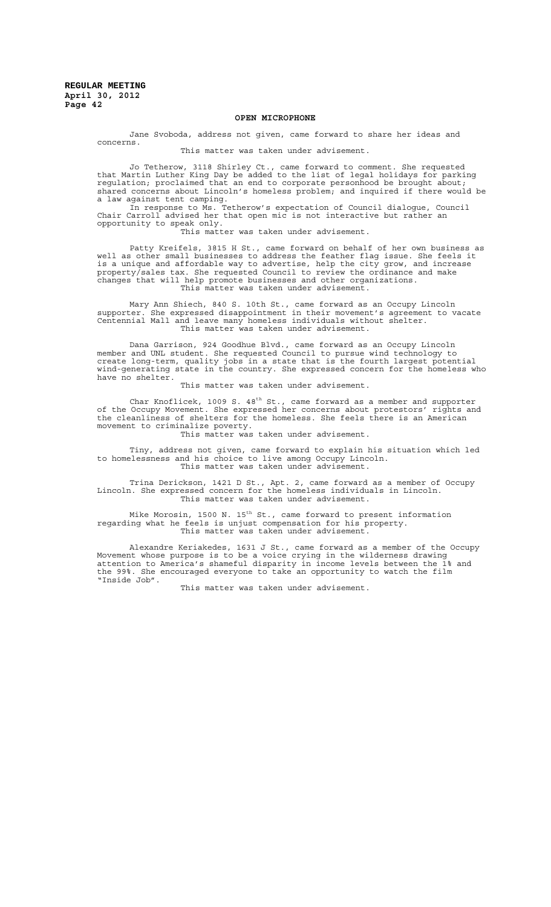## OPEN MICROPHONE

Jane Svoboda, address not given, came forward to share her ideas and concerns.

This matter was taken under advisement.

Jo Tetherow, 3118 Shirley Ct., came forward to comment. She requested that Martin Luther King Day be added to the list of legal holidays for parking regulation; proclaimed that an end to corporate personhood be brought about; shared concerns about Lincoln's homeless problem; and inquired if there would be a law against tent camping.

In response to Ms. Tetherow's expectation of Council dialogue, Council Chair Carroll advised her that open mic is not interactive but rather an opportunity to speak only.

This matter was taken under advisement.

Patty Kreifels, 3815 H St., came forward on behalf of her own business as well as other small businesses to address the feather flag issue. She feels it is a unique and affordable way to advertise, help the city grow, and increase property/sales tax. She requested Council to review the ordinance and make changes that will help promote businesses and other organizations.

This matter was taken under advisement.

Mary Ann Shiech, 840 S. 10th St., came forward as an Occupy Lincoln supporter. She expressed disappointment in their movement's agreement to vacate Centennial Mall and leave many homeless individuals without shelter.

This matter was taken under advisement.

Dana Garrison, 924 Goodhue Blvd., came forward as an Occupy Lincoln member and UNL student. She requested Council to pursue wind technology to create long-term, quality jobs in a state that is the fourth largest potential wind-generating state in the country. She expressed concern for the homeless who have no shelter.

This matter was taken under advisement.

Char Knoflicek, 1009 S. 48th St., came forward as a member and supporter of the Occupy Movement. She expressed her concerns about protestors' rights and the cleanliness of shelters for the homeless. She feels there is an American movement to criminalize poverty.

This matter was taken under advisement.

Tiny, address not given, came forward to explain his situation which led to homelessness and his choice to live among Occupy Lincoln.

This matter was taken under advisement.

Trina Derickson, 1421 D St., Apt. 2, came forward as a member of Occupy Lincoln. She expressed concern for the homeless individuals in Lincoln.

This matter was taken under advisement.

Mike Morosin, 1500 N. 15th St., came forward to present information regarding what he feels is unjust compensation for his property.

This matter was taken under advisement.

Alexandre Keriakedes, 1631 J St., came forward as a member of the Occupy Movement whose purpose is to be a voice crying in the wilderness drawing attention to America's shameful disparity in income levels between the 1% and the 99%. She encouraged everyone to take an opportunity to watch the film "Inside Job".

This matter was taken under advisement.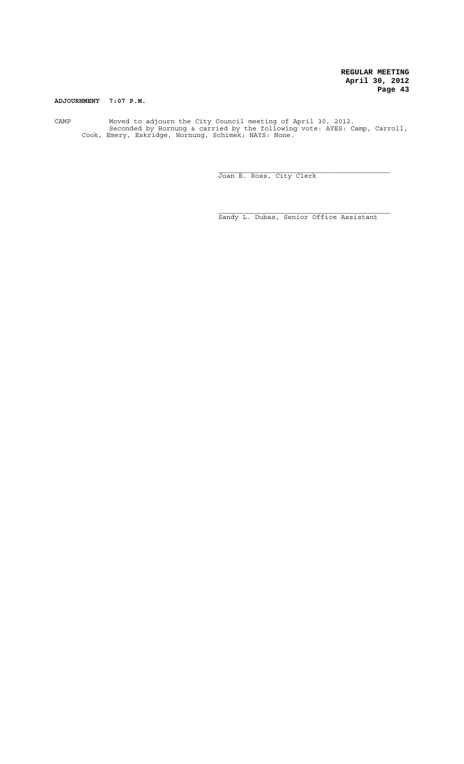**ADJOURNMENT 7:07 P.M.**

CAMP Moved to adjourn the City Council meeting of April 30, 2012.
Seconded by Hornung & carried by the following vote: AYES: Camp, Carroll, Cook, Emery, Eskridge, Hornung, Schimek; NAYS: None.

_______________________________________
Joan E. Ross, City Clerk

_______________________________________
Sandy L. Dubas, Senior Office Assistant